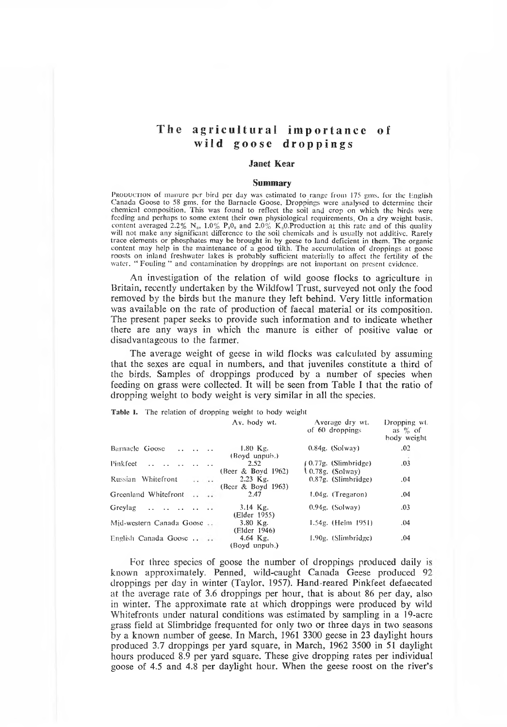# The agricultural importance of wild goose droppings

### Janet Kear

## Summary

PRODUCTION of manure per bird per day was estimated to range from 175 gms. for the English Canada Goose to 58 gms. for the Barnacle Goose. Droppings were analysed to determine their chemical composition. This was found to reflect the soil and crop on which the birds were feeding and perhaps to some extent their own physiological requirements. On a dry weight basis, content averaged 2.2% $N_2$, 1.0% $P_2O_5$ and 2.0% $K_2O$. Production at this rate and of this quality will not make any significant difference to the soil chemicals and is usually not additive. Rarely trace elements or phosphates may be brought in by geese to land deficient in them. The organic content may help in the maintenance of a good tilth. The accumulation of droppings at goose roosts on inland freshwater lakes is probably sufficient materially to affect the fertility of the water. "Fouling" and contamination by droppings are not important on present evidence.

An investigation of the relation of wild goose flocks to agriculture in Britain, recently undertaken by the Wildfowl Trust, surveyed not only the food removed by the birds but the manure they left behind. Very little information was available on the rate of production of faecal material or its composition. The present paper seeks to provide such information and to indicate whether there are any ways in which the manure is either of positive value or disadvantageous to the farmer.

The average weight of geese in wild flocks was calculated by assuming that the sexes are equal in numbers, and that juveniles constitute a third of the birds. Samples of droppings produced by a number of species when feeding on grass were collected. It will be seen from Table I that the ratio of dropping weight to body weight is very similar in all the species.

**Table I.** The relation of dropping weight to body weight

| | Av. body wt. | Average dry wt. of 60 droppings | Dropping wt. as % of body weight |
|---|---|---|---|
| Barnacle Goose | 1.80 Kg. (Boyd unpub.) | 0.84g. (Solway) | .02 |
| Pinkfeet | 2.52 (Beer & Boyd 1962) | 0.77g. (Slimbridge) 0.78g. (Solway) | .03 |
| Russian Whitefront | 2.23 Kg. (Beer & Boyd 1963) | 0.87g. (Slimbridge) | .04 |
| Greenland Whitefront | 2.47 | 1.04g. (Tregaron) | .04 |
| Greylag | 3.14 Kg. (Elder 1955) | 0.94g. (Solway) | .03 |
| Mid-western Canada Goose | 3.80 Kg. (Elder 1946) | 1.54g. (Helm 1951) | .04 |
| English Canada Goose | 4.64 Kg. (Boyd unpub.) | 1.90g. (Slimbridge) | .04 |

For three species of goose the number of droppings produced daily is known approximately. Penned, wild-caught Canada Geese produced 92 droppings per day in winter (Taylor, 1957). Hand-reared Pinkfeet defaecated at the average rate of 3.6 droppings per hour, that is about 86 per day, also in winter. The approximate rate at which droppings were produced by wild Whitefronts under natural conditions was estimated by sampling in a 19-acre grass field at Slimbridge frequented for only two or three days in two seasons by a known number of geese. In March, 1961 3300 geese in 23 daylight hours produced 3.7 droppings per yard square, in March, 1962 3500 in 51 daylight hours produced 8.9 per yard square. These give dropping rates per individual goose of 4.5 and 4.8 per daylight hour. When the geese roost on the river's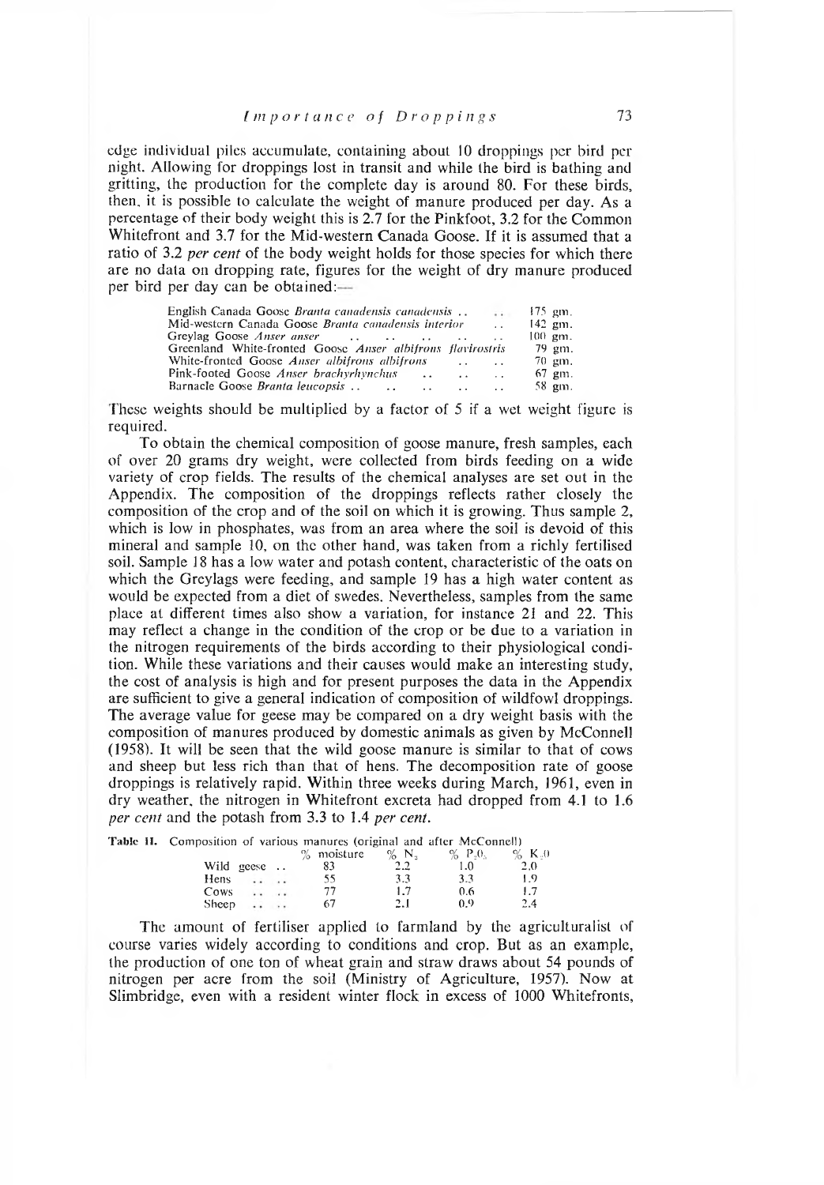edge individual piles accumulate, containing about 10 droppings per bird per night. Allowing for droppings lost in transit and while the bird is bathing and gritting, the production for the complete day is around 80. For these birds, then, it is possible to calculate the weight of manure produced per day. As a percentage of their body weight this is 2.7 for the Pinkfoot, 3.2 for the Common Whitefront and 3.7 for the Mid-western Canada Goose. If it is assumed that a ratio of 3.2 *per cent* of the body weight holds for those species for which there are no data on dropping rate, figures for the weight of dry manure produced per bird per day can be obtained:—

| | |
|---|---|
| English Canada Goose *Branta canadensis canadensis* | 175 gm. |
| Mid-western Canada Goose *Branta canadensis interior* | 142 gm. |
| Greylag Goose *Anser anser* | 100 gm. |
| Greenland White-fronted Goose *Anser albifrons flavirostris* | 79 gm. |
| White-fronted Goose *Anser albifrons albifrons* | 70 gm. |
| Pink-footed Goose *Anser brachyrhynchus* | 67 gm. |
| Barnacle Goose *Branta leucopsis* | 58 gm. |

These weights should be multiplied by a factor of 5 if a wet weight figure is required.

To obtain the chemical composition of goose manure, fresh samples, each of over 20 grams dry weight, were collected from birds feeding on a wide variety of crop fields. The results of the chemical analyses are set out in the Appendix. The composition of the droppings reflects rather closely the composition of the crop and of the soil on which it is growing. Thus sample 2, which is low in phosphates, was from an area where the soil is devoid of this mineral and sample 10, on the other hand, was taken from a richly fertilised soil. Sample 18 has a low water and potash content, characteristic of the oats on which the Greylags were feeding, and sample 19 has a high water content as would be expected from a diet of swedes. Nevertheless, samples from the same place at different times also show a variation, for instance 21 and 22. This may reflect a change in the condition of the crop or be due to a variation in the nitrogen requirements of the birds according to their physiological condition. While these variations and their causes would make an interesting study, the cost of analysis is high and for present purposes the data in the Appendix are sufficient to give a general indication of composition of wildfowl droppings. The average value for geese may be compared on a dry weight basis with the composition of manures produced by domestic animals as given by McConnell (1958). It will be seen that the wild goose manure is similar to that of cows and sheep but less rich than that of hens. The decomposition rate of goose droppings is relatively rapid. Within three weeks during March, 1961, even in dry weather, the nitrogen in Whitefront excreta had dropped from 4.1 to 1.6 *per cent* and the potash from 3.3 to 1.4 *per cent*.

**Table II.** Composition of various manures (original and after McConnell)

| | % moisture | % $N_2$ | % $P_2O_5$ | % $K_2O$ |
|---|---|---|---|---|
| Wild geese | 83 | 2.2 | 1.0 | 2.0 |
| Hens | 55 | 3.3 | 3.3 | 1.9 |
| Cows | 77 | 1.7 | 0.6 | 1.7 |
| Sheep | 67 | 2.1 | 0.9 | 2.4 |

The amount of fertiliser applied to farmland by the agriculturalist of course varies widely according to conditions and crop. But as an example, the production of one ton of wheat grain and straw draws about 54 pounds of nitrogen per acre from the soil (Ministry of Agriculture, 1957). Now at Slimbridge, even with a resident winter flock in excess of 1000 Whitefronts,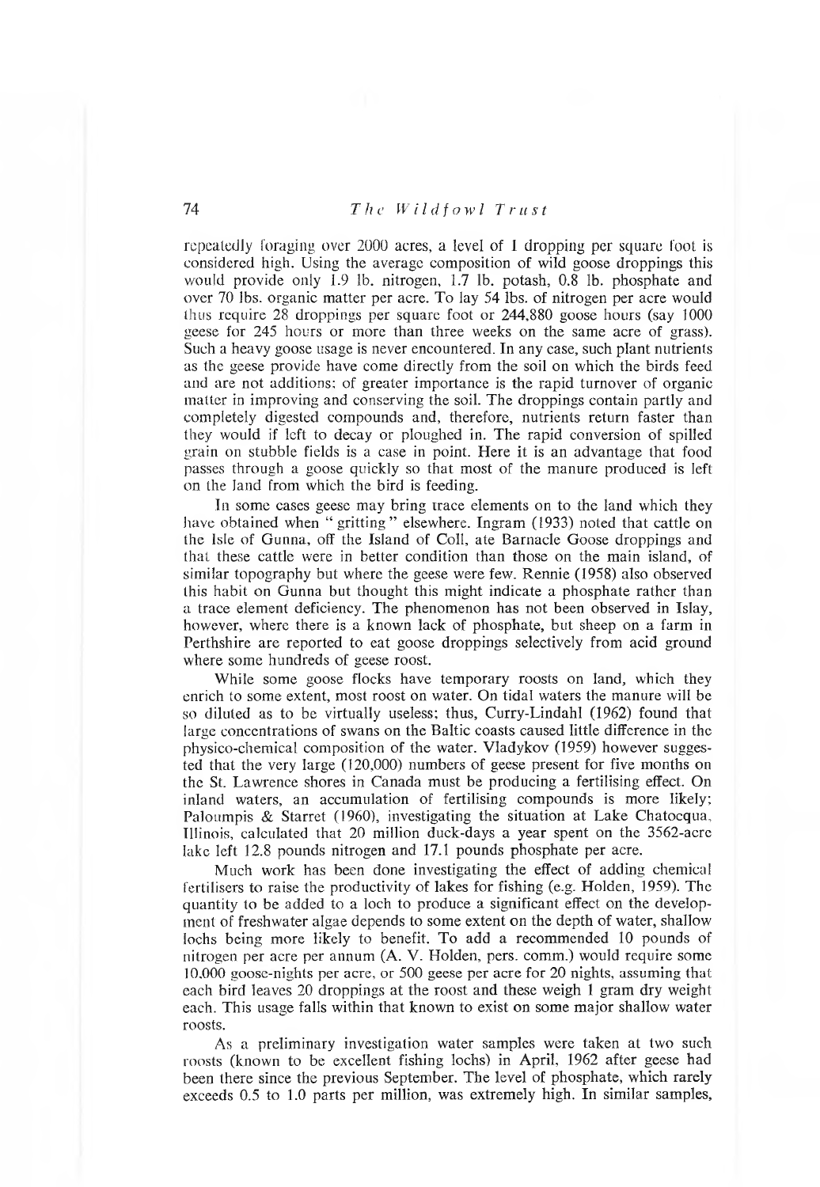repeatedly foraging over 2000 acres, a level of 1 dropping per square foot is considered high. Using the average composition of wild goose droppings this would provide only 1.9 lb. nitrogen, 1.7 lb. potash, 0.8 lb. phosphate and over 70 lbs. organic matter per acre. To lay 54 lbs. of nitrogen per acre would thus require 28 droppings per square foot or 244,880 goose hours (say 1000 geese for 245 hours or more than three weeks on the same acre of grass). Such a heavy goose usage is never encountered. In any case, such plant nutrients as the geese provide have come directly from the soil on which the birds feed and are not additions; of greater importance is the rapid turnover of organic matter in improving and conserving the soil. The droppings contain partly and completely digested compounds and, therefore, nutrients return faster than they would if left to decay or ploughed in. The rapid conversion of spilled grain on stubble fields is a case in point. Here it is an advantage that food passes through a goose quickly so that most of the manure produced is left on the land from which the bird is feeding.

In some cases geese may bring trace elements on to the land which they have obtained when "gritting" elsewhere. Ingram (1933) noted that cattle on the Isle of Gunna, off the Island of Coll, ate Barnacle Goose droppings and that these cattle were in better condition than those on the main island, of similar topography but where the geese were few. Rennie (1958) also observed this habit on Gunna but thought this might indicate a phosphate rather than a trace element deficiency. The phenomenon has not been observed in Islay, however, where there is a known lack of phosphate, but sheep on a farm in Perthshire are reported to eat goose droppings selectively from acid ground where some hundreds of geese roost.

While some goose flocks have temporary roosts on land, which they enrich to some extent, most roost on water. On tidal waters the manure will be so diluted as to be virtually useless; thus, Curry-Lindahl (1962) found that large concentrations of swans on the Baltic coasts caused little difference in the physico-chemical composition of the water. Vladykov (1959) however suggested that the very large (120,000) numbers of geese present for five months on the St. Lawrence shores in Canada must be producing a fertilising effect. On inland waters, an accumulation of fertilising compounds is more likely; Paloumpis & Starret (1960), investigating the situation at Lake Chatocqua, Illinois, calculated that 20 million duck-days a year spent on the 3562-acre lake left 12.8 pounds nitrogen and 17.1 pounds phosphate per acre.

Much work has been done investigating the effect of adding chemical fertilisers to raise the productivity of lakes for fishing (e.g. Holden, 1959). The quantity to be added to a loch to produce a significant effect on the development of freshwater algae depends to some extent on the depth of water, shallow lochs being more likely to benefit. To add a recommended 10 pounds of nitrogen per acre per annum (A. V. Holden, pers. comm.) would require some 10,000 goose-nights per acre, or 500 geese per acre for 20 nights, assuming that each bird leaves 20 droppings at the roost and these weigh 1 gram dry weight each. This usage falls within that known to exist on some major shallow water roosts.

As a preliminary investigation water samples were taken at two such roosts (known to be excellent fishing lochs) in April, 1962 after geese had been there since the previous September. The level of phosphate, which rarely exceeds 0.5 to 1.0 parts per million, was extremely high. In similar samples,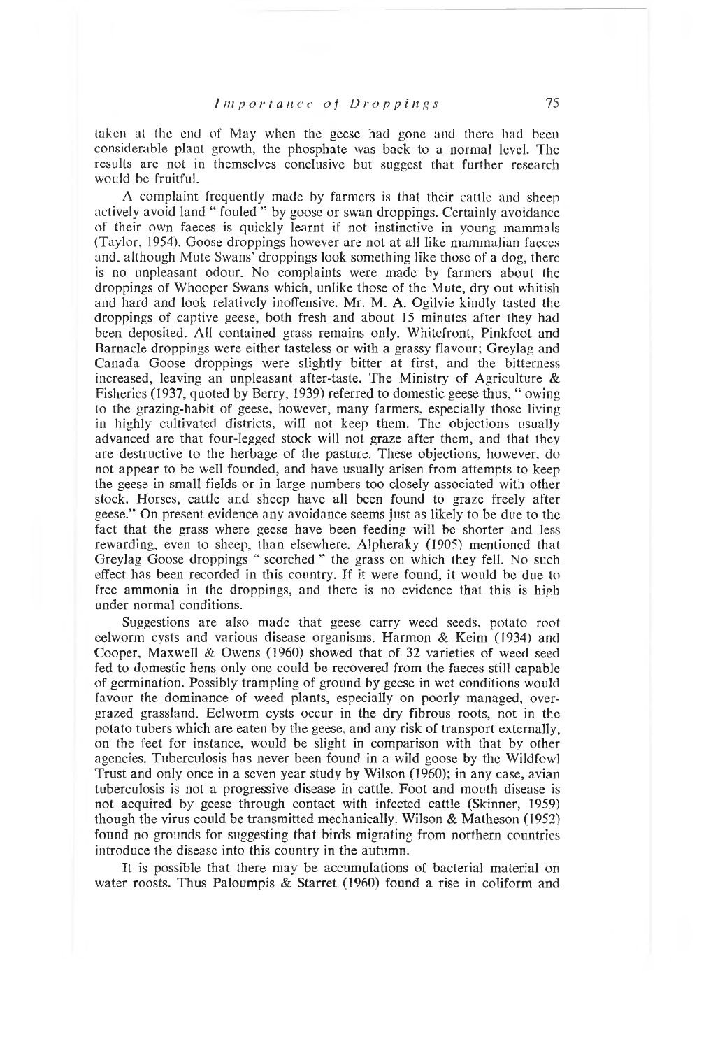taken at the end of May when the geese had gone and there had been considerable plant growth, the phosphate was back to a normal level. The results are not in themselves conclusive but suggest that further research would be fruitful.

A complaint frequently made by farmers is that their cattle and sheep actively avoid land " fouled " by goose or swan droppings. Certainly avoidance of their own faeces is quickly learnt if not instinctive in young mammals (Taylor, 1954). Goose droppings however are not at all like mammalian faeces and, although Mute Swans' droppings look something like those of a dog, there is no unpleasant odour. No complaints were made by farmers about the droppings of Whooper Swans which, unlike those of the Mute, dry out whitish and hard and look relatively inoffensive. Mr. M. A. Ogilvie kindly tasted the droppings of captive geese, both fresh and about 15 minutes after they had been deposited. All contained grass remains only. Whitefront, Pinkfoot and Barnacle droppings were either tasteless or with a grassy flavour; Greylag and Canada Goose droppings were slightly bitter at first, and the bitterness increased, leaving an unpleasant after-taste. The Ministry of Agriculture & Fisheries (1937, quoted by Berry, 1939) referred to domestic geese thus, " owing to the grazing-habit of geese, however, many farmers, especially those living in highly cultivated districts, will not keep them. The objections usually advanced are that four-legged stock will not graze after them, and that they are destructive to the herbage of the pasture. These objections, however, do not appear to be well founded, and have usually arisen from attempts to keep the geese in small fields or in large numbers too closely associated with other stock. Horses, cattle and sheep have all been found to graze freely after geese." On present evidence any avoidance seems just as likely to be due to the fact that the grass where geese have been feeding will be shorter and less rewarding, even to sheep, than elsewhere. Alpheraky (1905) mentioned that Greylag Goose droppings " scorched " the grass on which they fell. No such effect has been recorded in this country. If it were found, it would be due to free ammonia in the droppings, and there is no evidence that this is high under normal conditions.

Suggestions are also made that geese carry weed seeds, potato root eelworm cysts and various disease organisms. Harmon & Keim (1934) and Cooper, Maxwell & Owens (1960) showed that of 32 varieties of weed seed fed to domestic hens only one could be recovered from the faeces still capable of germination. Possibly trampling of ground by geese in wet conditions would favour the dominance of weed plants, especially on poorly managed, over-grazed grassland. Eelworm cysts occur in the dry fibrous roots, not in the potato tubers which are eaten by the geese, and any risk of transport externally, on the feet for instance, would be slight in comparison with that by other agencies. Tuberculosis has never been found in a wild goose by the Wildfowl Trust and only once in a seven year study by Wilson (1960); in any case, avian tuberculosis is not a progressive disease in cattle. Foot and mouth disease is not acquired by geese through contact with infected cattle (Skinner, 1959) though the virus could be transmitted mechanically. Wilson & Matheson (1952) found no grounds for suggesting that birds migrating from northern countries introduce the disease into this country in the autumn.

It is possible that there may be accumulations of bacterial material on water roosts. Thus Paloumpis & Starret (1960) found a rise in coliform and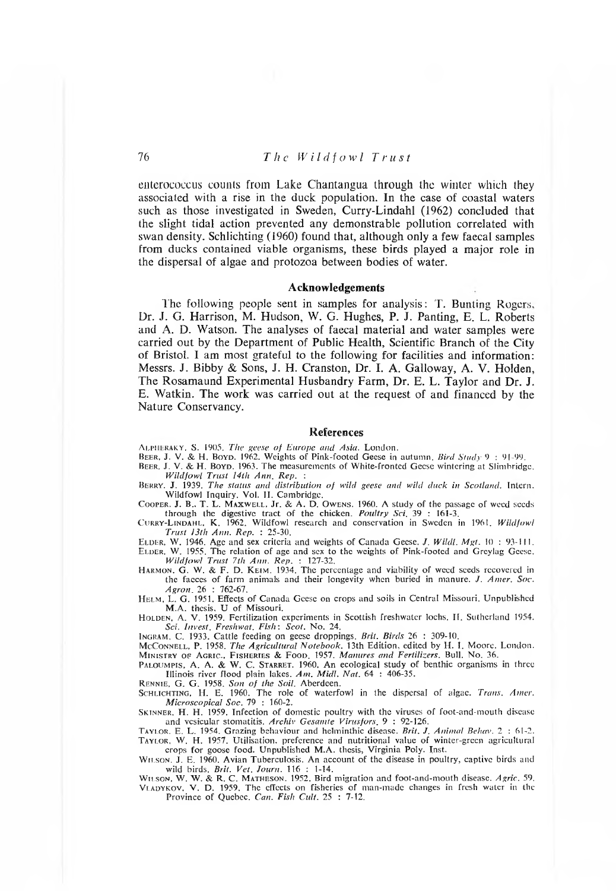enterococcus counts from Lake Chantangua through the winter which they associated with a rise in the duck population. In the case of coastal waters such as those investigated in Sweden, Curry-Lindahl (1962) concluded that the slight tidal action prevented any demonstrable pollution correlated with swan density. Schlichting (1960) found that, although only a few faecal samples from ducks contained viable organisms, these birds played a major role in the dispersal of algae and protozoa between bodies of water.

## Acknowledgements

The following people sent in samples for analysis: T. Bunting Rogers, Dr. J. G. Harrison, M. Hudson, W. G. Hughes, P. J. Panting, E. L. Roberts and A. D. Watson. The analyses of faecal material and water samples were carried out by the Department of Public Health, Scientific Branch of the City of Bristol. I am most grateful to the following for facilities and information: Messrs. J. Bibby & Sons, J. H. Cranston, Dr. I. A. Galloway, A. V. Holden, The Rosamaund Experimental Husbandry Farm, Dr. E. L. Taylor and Dr. J. E. Watkin. The work was carried out at the request of and financed by the Nature Conservancy.

## References

ALPHERAKY, S. 1905. *The geese of Europe and Asia*. London.

BEER, J. V. & H. BOYD. 1962. Weights of Pink-footed Geese in autumn. *Bird Study* 9 : 91-99.

BEER, J. V. & H. BOYD. 1963. The measurements of White-fronted Geese wintering at Slimbridge. *Wildfowl Trust 14th Ann. Rep.* :

BERRY, J. 1939. *The status and distribution of wild geese and wild duck in Scotland*. Intern. Wildfowl Inquiry. Vol. II. Cambridge.

COOPER, J. B., T. L. MAXWELL, Jr. & A. D. OWENS. 1960. A study of the passage of weed seeds through the digestive tract of the chicken. *Poultry Sci.* 39 : 161-3.

CURRY-LINDAHL, K. 1962. Wildfowl research and conservation in Sweden in 1961. *Wildfowl Trust 13th Ann. Rep.* : 25-30.

ELDER, W. 1946. Age and sex criteria and weights of Canada Geese. *J. Wildl. Mgt.* 10 : 93-111.

ELDER, W. 1955. The relation of age and sex to the weights of Pink-footed and Greylag Geese. *Wildfowl Trust 7th Ann. Rep.* : 127-32.

HARMON, G. W. & F. D. KEIM. 1934. The percentage and viability of weed seeds recovered in the faeces of farm animals and their longevity when buried in manure. *J. Amer. Soc. Agron.* 26 : 762-67.

HELM, L. G. 1951. Effects of Canada Geese on crops and soils in Central Missouri. Unpublished M.A. thesis. U of Missouri.

HOLDEN, A. V. 1959. Fertilization experiments in Scottish freshwater lochs. II. Sutherland 1954. *Sci. Invest. Freshwat. Fish: Scot.* No. 24.

INGRAM, C. 1933. Cattle feeding on geese droppings. *Brit. Birds* 26 : 309-10.

MCCONNELL, P. 1958. *The Agricultural Notebook*. 13th Edition, edited by H. I. Moore. London.

MINISTRY OF AGRIC., FISHERIES & FOOD. 1957. *Manures and Fertilizers*. Bull. No. 36.

PALOUMPIS, A. A. & W. C. STARRET. 1960. An ecological study of benthic organisms in three Illinois river flood plain lakes. *Am. Midl. Nat.* 64 : 406-35.

RENNIE, G. G. 1958. *Son of the Soil*. Aberdeen.

SCHLICHTING, H. E. 1960. The role of waterfowl in the dispersal of algae. *Trans. Amer. Microscopical Soc.* 79 : 160-2.

SKINNER, H. H. 1959. Infection of domestic poultry with the viruses of foot-and-mouth disease and vesicular stomatitis. *Archiv Gesamte Virusfors.* 9 : 92-126.

TAYLOR, E. L. 1954. Grazing behaviour and helminthic disease. *Brit. J. Animal Behav.* 2 : 61-2.

TAYLOR, W. H. 1957. Utilisation, preference and nutritional value of winter-green agricultural crops for goose food. Unpublished M.A. thesis, Virginia Poly. Inst.

WILSON, J. E. 1960. Avian Tuberculosis. An account of the disease in poultry, captive birds and wild birds. *Brit. Vet. Journ.* 116 : 1-14.

WILSON, W. W. & R. C. MATHESON. 1952. Bird migration and foot-and-mouth disease. *Agric.* 59.

VLADYKOV, V. D. 1959. The effects on fisheries of man-made changes in fresh water in the Province of Quebec. *Can. Fish Cult.* 25 : 7-12.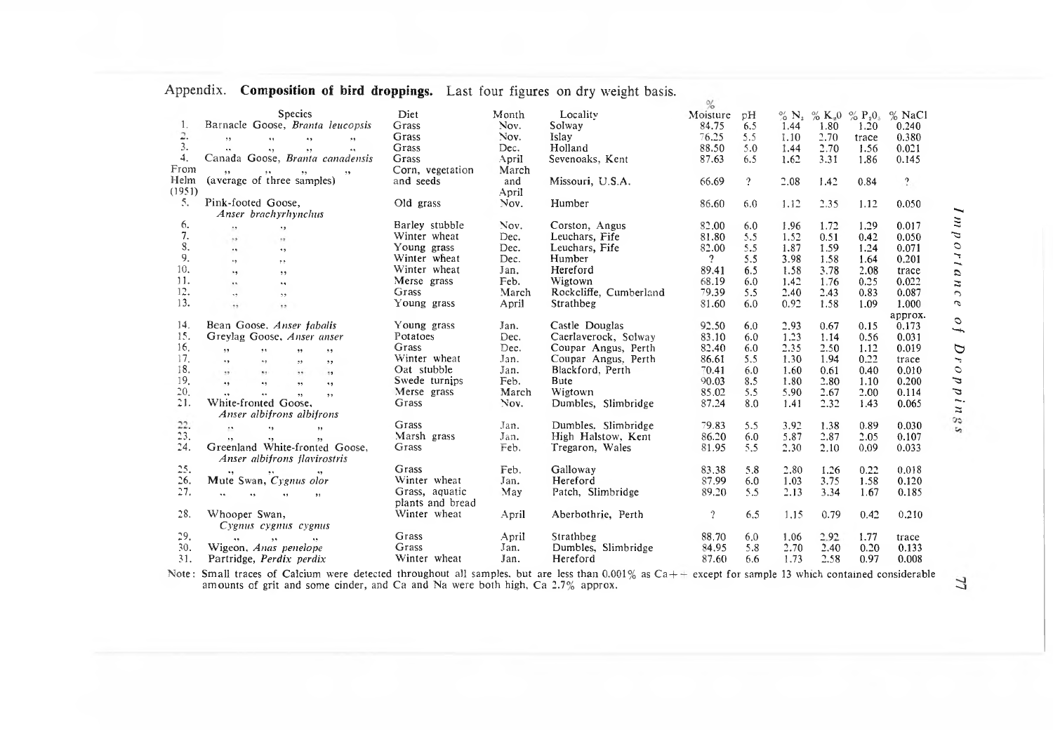Appendix. **Composition of bird droppings.** Last four figures on dry weight basis.

| | Species | Diet | Month | Locality | % Moisture | pH | % $N_2$ | % $K_2O$ | % $P_2O_5$ | % NaCl |
|---|---|---|---|---|---|---|---|---|---|---|
| 1. | Barnacle Goose, *Branta leucopsis* | Grass | Nov. | Solway | 84.75 | 6.5 | 1.44 | 1.80 | 1.20 | 0.240 |
| 2. | ,, ,, ,, ,, | Grass | Nov. | Islay | 76.25 | 5.5 | 1.10 | 2.70 | trace | 0.380 |
| 3. | ,, ,, ,, ,, | Grass | Dec. | Holland | 88.50 | 5.0 | 1.44 | 2.70 | 1.56 | 0.021 |
| 4. | Canada Goose, *Branta canadensis* | Grass | April | Sevenoaks, Kent | 87.63 | 6.5 | 1.62 | 3.31 | 1.86 | 0.145 |
| From Helm (1951) | ,, ,, ,, ,, (average of three samples) | Corn, vegetation and seeds | March and April | Missouri, U.S.A. | 66.69 | ? | 2.08 | 1.42 | 0.84 | ? |
| 5. | Pink-footed Goose, *Anser brachyrhynchus* | Old grass | Nov. | Humber | 86.60 | 6.0 | 1.12 | 2.35 | 1.12 | 0.050 |
| 6. | ,, ,, | Barley stubble | Nov. | Corston, Angus | 82.00 | 6.0 | 1.96 | 1.72 | 1.29 | 0.017 |
| 7. | ,, ,, | Winter wheat | Dec. | Leuchars, Fife | 81.80 | 5.5 | 1.52 | 0.51 | 0.42 | 0.050 |
| 8. | ,, ,, | Young grass | Dec. | Leuchars, Fife | 82.00 | 5.5 | 1.87 | 1.59 | 1.24 | 0.071 |
| 9. | ,, ,, | Winter wheat | Dec. | Humber | ? | 5.5 | 3.98 | 1.58 | 1.64 | 0.201 |
| 10. | ,, ,, | Winter wheat | Jan. | Hereford | 89.41 | 6.5 | 1.58 | 3.78 | 2.08 | trace |
| 11. | ,, ,, | Merse grass | Feb. | Wigtown | 68.19 | 6.0 | 1.42 | 1.76 | 0.25 | 0.022 |
| 12. | ,, ,, | Grass | March | Rockcliffe, Cumberland | 79.39 | 5.5 | 2.40 | 2.43 | 0.83 | 0.087 |
| 13. | ,, ,, | Young grass | April | Strathbeg | 81.60 | 6.0 | 0.92 | 1.58 | 1.09 | 1.000 approx. |
| 14. | Bean Goose, *Anser fabalis* | Young grass | Jan. | Castle Douglas | 92.50 | 6.0 | 2.93 | 0.67 | 0.15 | 0.173 |
| 15. | Greylag Goose, *Anser anser* | Potatoes | Dec. | Caerlaverock, Solway | 83.10 | 6.0 | 1.23 | 1.14 | 0.56 | 0.031 |
| 16. | ,, ,, ,, ,, | Grass | Dec. | Coupar Angus, Perth | 82.40 | 6.0 | 2.35 | 2.50 | 1.12 | 0.019 |
| 17. | ,, ,, ,, ,, | Winter wheat | Jan. | Coupar Angus, Perth | 86.61 | 5.5 | 1.30 | 1.94 | 0.22 | trace |
| 18. | ,, ,, ,, ,, | Oat stubble | Jan. | Blackford, Perth | 70.41 | 6.0 | 1.60 | 0.61 | 0.40 | 0.010 |
| 19. | ,, ,, ,, ,, | Swede turnips | Feb. | Bute | 90.03 | 8.5 | 1.80 | 2.80 | 1.10 | 0.200 |
| 20. | ,, ,, ,, ,, | Merse grass | March | Wigtown | 85.02 | 5.5 | 5.90 | 2.67 | 2.00 | 0.114 |
| 21. | White-fronted Goose, *Anser albifrons albifrons* | Grass | Nov. | Dumbles, Slimbridge | 87.24 | 8.0 | 1.41 | 2.32 | 1.43 | 0.065 |
| 22. | ,, ,, ,, | Grass | Jan. | Dumbles, Slimbridge | 79.83 | 5.5 | 3.92 | 1.38 | 0.89 | 0.030 |
| 23. | ,, ,, ,, | Marsh grass | Jan. | High Halstow, Kent | 86.20 | 6.0 | 5.87 | 2.87 | 2.05 | 0.107 |
| 24. | Greenland White-fronted Goose, *Anser albifrons flavirostris* | Grass | Feb. | Tregaron, Wales | 81.95 | 5.5 | 2.30 | 2.10 | 0.09 | 0.033 |
| 25. | ,, ,, ,, | Grass | Feb. | Galloway | 83.38 | 5.8 | 2.80 | 1.26 | 0.22 | 0.018 |
| 26. | Mute Swan, *Cygnus olor* | Winter wheat | Jan. | Hereford | 87.99 | 6.0 | 1.03 | 3.75 | 1.58 | 0.120 |
| 27. | ,, ,, ,, ,, | Grass, aquatic plants and bread | May | Patch, Slimbridge | 89.20 | 5.5 | 2.13 | 3.34 | 1.67 | 0.185 |
| 28. | Whooper Swan, *Cygnus cygnus cygnus* | Winter wheat | April | Aberbothrie, Perth | ? | 6.5 | 1.15 | 0.79 | 0.42 | 0.210 |
| 29. | ,, ,, ,, | Grass | April | Strathbeg | 88.70 | 6.0 | 1.06 | 2.92 | 1.77 | trace |
| 30. | Wigeon, *Anas penelope* | Grass | Jan. | Dumbles, Slimbridge | 84.95 | 5.8 | 2.70 | 2.40 | 0.20 | 0.133 |
| 31. | Partridge, *Perdix perdix* | Winter wheat | Jan. | Hereford | 87.60 | 6.6 | 1.73 | 2.58 | 0.97 | 0.008 |

Note: Small traces of Calcium were detected throughout all samples, but are less than 0.001% as $Ca^{++}$ except for sample 13 which contained considerable amounts of grit and some cinder, and Ca and Na were both high, Ca 2.7% approx.